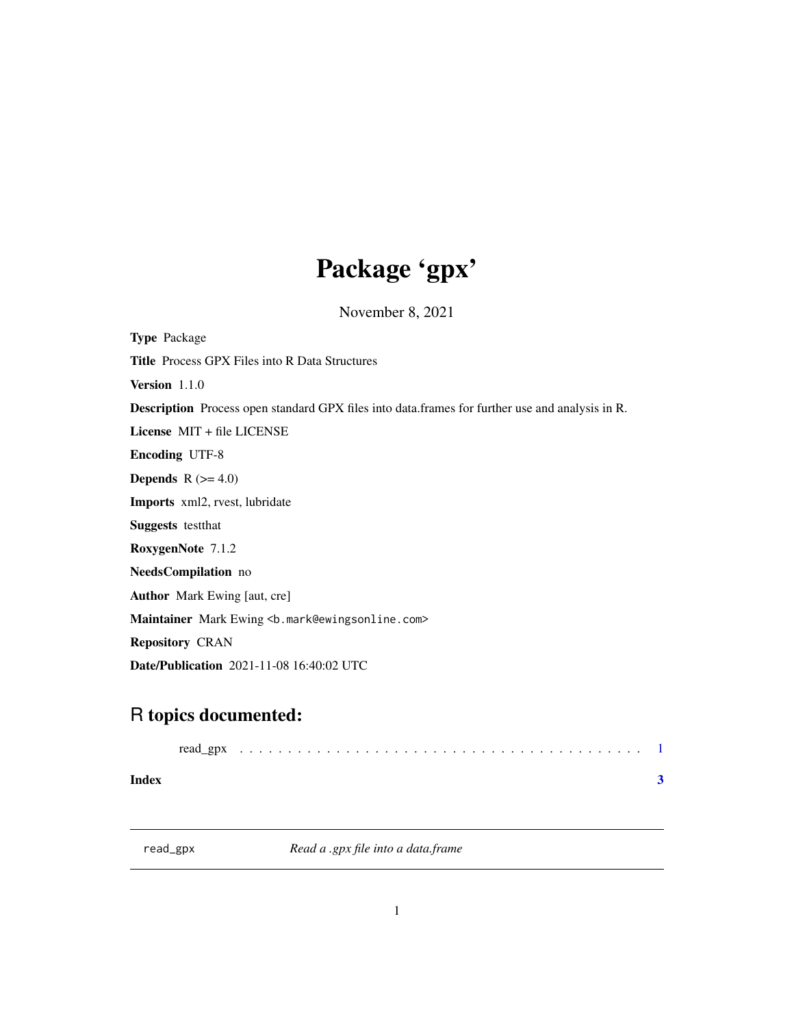# Package 'gpx'

November 8, 2021

**Type** Package

**Title** Process GPX Files into R Data Structures

**Version** 1.1.0

**Description** Process open standard GPX files into data.frames for further use and analysis in R.

**License** MIT + file LICENSE

**Encoding** UTF-8

**Depends** R (>= 4.0)

**Imports** xml2, rvest, lubridate

**Suggests** testthat

**RoxygenNote** 7.1.2

**NeedsCompilation** no

**Author** Mark Ewing [aut, cre]

**Maintainer** Mark Ewing <b.mark@ewingsonline.com>

**Repository** CRAN

**Date/Publication** 2021-11-08 16:40:02 UTC

## R topics documented:

read_gpx . . . . . . . . . . . . . . . . . . . . . . . . . . . . . . . . . . . . . . . . . . 1

**Index** **3**

---

`read_gpx` *Read a .gpx file into a data.frame*

---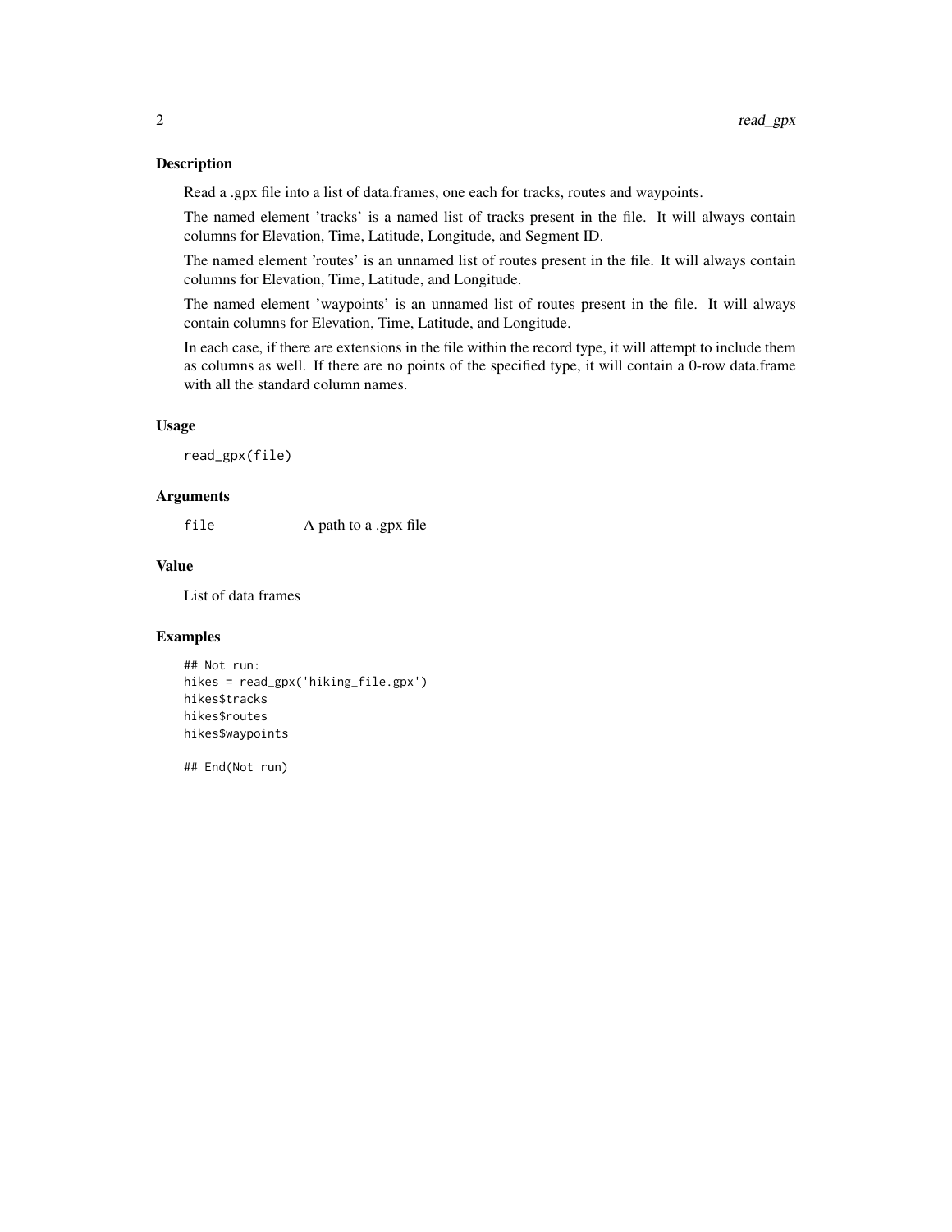## Description

Read a .gpx file into a list of data.frames, one each for tracks, routes and waypoints.

The named element 'tracks' is a named list of tracks present in the file. It will always contain columns for Elevation, Time, Latitude, Longitude, and Segment ID.

The named element 'routes' is an unnamed list of routes present in the file. It will always contain columns for Elevation, Time, Latitude, and Longitude.

The named element 'waypoints' is an unnamed list of routes present in the file. It will always contain columns for Elevation, Time, Latitude, and Longitude.

In each case, if there are extensions in the file within the record type, it will attempt to include them as columns as well. If there are no points of the specified type, it will contain a 0-row data.frame with all the standard column names.

## Usage

```
read_gpx(file)
```

## Arguments

| | |
|---|---|
| `file` | A path to a .gpx file |

## Value

List of data frames

## Examples

```
## Not run:
hikes = read_gpx('hiking_file.gpx')
hikes$tracks
hikes$routes
hikes$waypoints

## End(Not run)
```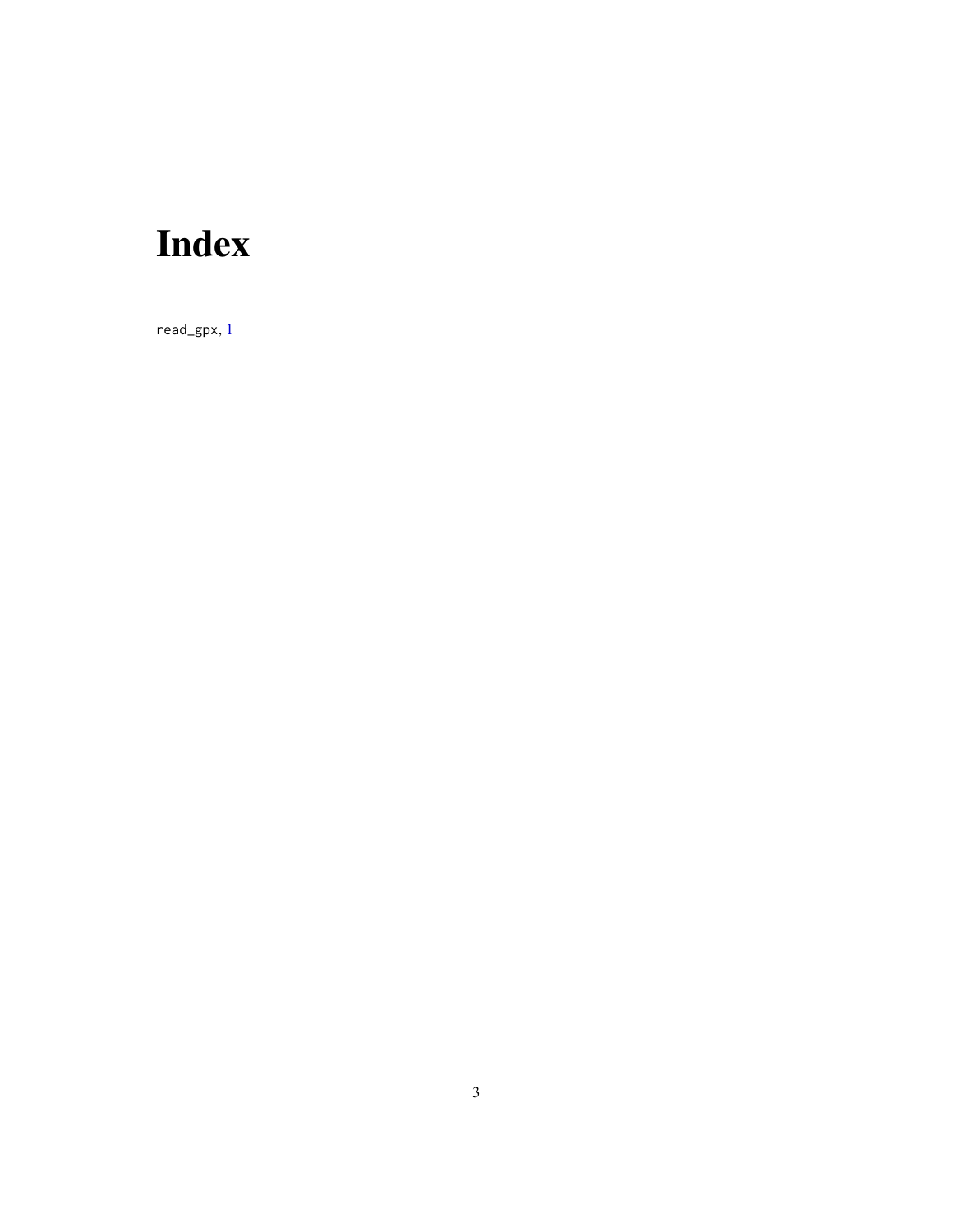# Index

read_gpx, 1